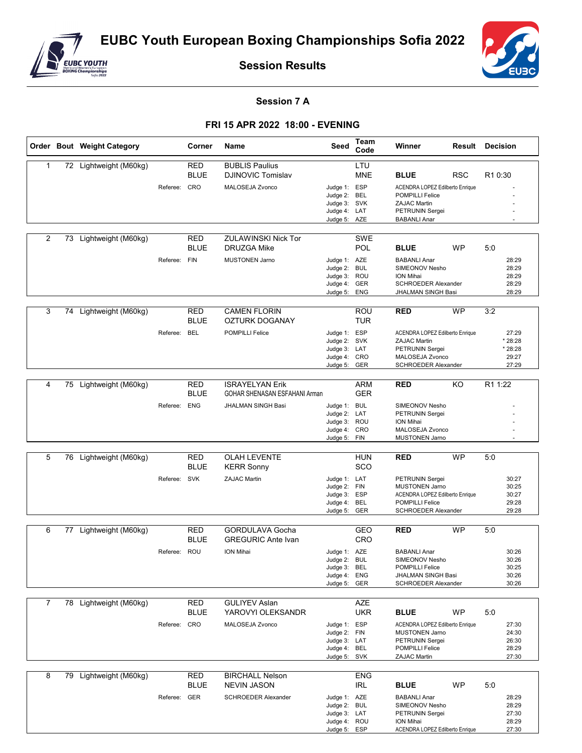# EUBC Youth European Boxing Championships Sofia 2022

## Session Results

### Session 7 A

### FRI 15 APR 2022 18:00 - EVENING

| Order | Bout | Weight Category | Corner | Name | Seed | Team Code | Winner | Result | Decision |
|---|---|---|---|---|---|---|---|---|---|
| 1 | 72 | Lightweight (M60kg) | RED | BUBLIS Paulius | | LTU | | | |
| | | | BLUE | DJINOVIC Tomislav | | MNE | **BLUE** | RSC | R1 0:30 |
| | | | Referee: CRO | MALOSEJA Zvonco | Judge 1: | ESP | ACENDRA LOPEZ Edilberto Enrique | | - |
| | | | | | Judge 2: | BEL | POMPILLI Felice | | - |
| | | | | | Judge 3: | SVK | ZAJAC Martin | | - |
| | | | | | Judge 4: | LAT | PETRUNIN Sergei | | - |
| | | | | | Judge 5: | AZE | BABANLI Anar | | - |
| 2 | 73 | Lightweight (M60kg) | RED | ZULAWINSKI Nick Tor | | SWE | | | |
| | | | BLUE | DRUZGA Mike | | POL | **BLUE** | WP | 5:0 |
| | | | Referee: FIN | MUSTONEN Jarno | Judge 1: | AZE | BABANLI Anar | | 28:29 |
| | | | | | Judge 2: | BUL | SIMEONOV Nesho | | 28:29 |
| | | | | | Judge 3: | ROU | ION Mihai | | 28:29 |
| | | | | | Judge 4: | GER | SCHROEDER Alexander | | 28:29 |
| | | | | | Judge 5: | ENG | JHALMAN SINGH Basi | | 28:29 |
| 3 | 74 | Lightweight (M60kg) | RED | CAMEN FLORIN | | ROU | **RED** | WP | 3:2 |
| | | | BLUE | OZTURK DOGANAY | | TUR | | | |
| | | | Referee: BEL | POMPILLI Felice | Judge 1: | ESP | ACENDRA LOPEZ Edilberto Enrique | | 27:29 |
| | | | | | Judge 2: | SVK | ZAJAC Martin | | * 28:28 |
| | | | | | Judge 3: | LAT | PETRUNIN Sergei | | * 28:28 |
| | | | | | Judge 4: | CRO | MALOSEJA Zvonco | | 29:27 |
| | | | | | Judge 5: | GER | SCHROEDER Alexander | | 27:29 |
| 4 | 75 | Lightweight (M60kg) | RED | ISRAYELYAN Erik | | ARM | **RED** | KO | R1 1:22 |
| | | | BLUE | GOHAR SHENASAN ESFAHANI Arman | | GER | | | |
| | | | Referee: ENG | JHALMAN SINGH Basi | Judge 1: | BUL | SIMEONOV Nesho | | - |
| | | | | | Judge 2: | LAT | PETRUNIN Sergei | | - |
| | | | | | Judge 3: | ROU | ION Mihai | | - |
| | | | | | Judge 4: | CRO | MALOSEJA Zvonco | | - |
| | | | | | Judge 5: | FIN | MUSTONEN Jarno | | - |
| 5 | 76 | Lightweight (M60kg) | RED | OLAH LEVENTE | | HUN | **RED** | WP | 5:0 |
| | | | BLUE | KERR Sonny | | SCO | | | |
| | | | Referee: SVK | ZAJAC Martin | Judge 1: | LAT | PETRUNIN Sergei | | 30:27 |
| | | | | | Judge 2: | FIN | MUSTONEN Jarno | | 30:25 |
| | | | | | Judge 3: | ESP | ACENDRA LOPEZ Edilberto Enrique | | 30:27 |
| | | | | | Judge 4: | BEL | POMPILLI Felice | | 29:28 |
| | | | | | Judge 5: | GER | SCHROEDER Alexander | | 29:28 |
| 6 | 77 | Lightweight (M60kg) | RED | GORDULAVA Gocha | | GEO | **RED** | WP | 5:0 |
| | | | BLUE | GREGURIC Ante Ivan | | CRO | | | |
| | | | Referee: ROU | ION Mihai | Judge 1: | AZE | BABANLI Anar | | 30:26 |
| | | | | | Judge 2: | BUL | SIMEONOV Nesho | | 30:26 |
| | | | | | Judge 3: | BEL | POMPILLI Felice | | 30:25 |
| | | | | | Judge 4: | ENG | JHALMAN SINGH Basi | | 30:26 |
| | | | | | Judge 5: | GER | SCHROEDER Alexander | | 30:26 |
| 7 | 78 | Lightweight (M60kg) | RED | GULIYEV Aslan | | AZE | | | |
| | | | BLUE | YAROVYI OLEKSANDR | | UKR | **BLUE** | WP | 5:0 |
| | | | Referee: CRO | MALOSEJA Zvonco | Judge 1: | ESP | ACENDRA LOPEZ Edilberto Enrique | | 27:30 |
| | | | | | Judge 2: | FIN | MUSTONEN Jarno | | 24:30 |
| | | | | | Judge 3: | LAT | PETRUNIN Sergei | | 26:30 |
| | | | | | Judge 4: | BEL | POMPILLI Felice | | 28:29 |
| | | | | | Judge 5: | SVK | ZAJAC Martin | | 27:30 |
| 8 | 79 | Lightweight (M60kg) | RED | BIRCHALL Nelson | | ENG | | | |
| | | | BLUE | NEVIN JASON | | IRL | **BLUE** | WP | 5:0 |
| | | | Referee: GER | SCHROEDER Alexander | Judge 1: | AZE | BABANLI Anar | | 28:29 |
| | | | | | Judge 2: | BUL | SIMEONOV Nesho | | 28:29 |
| | | | | | Judge 3: | LAT | PETRUNIN Sergei | | 27:30 |
| | | | | | Judge 4: | ROU | ION Mihai | | 28:29 |
| | | | | | Judge 5: | ESP | ACENDRA LOPEZ Edilberto Enrique | | 27:30 |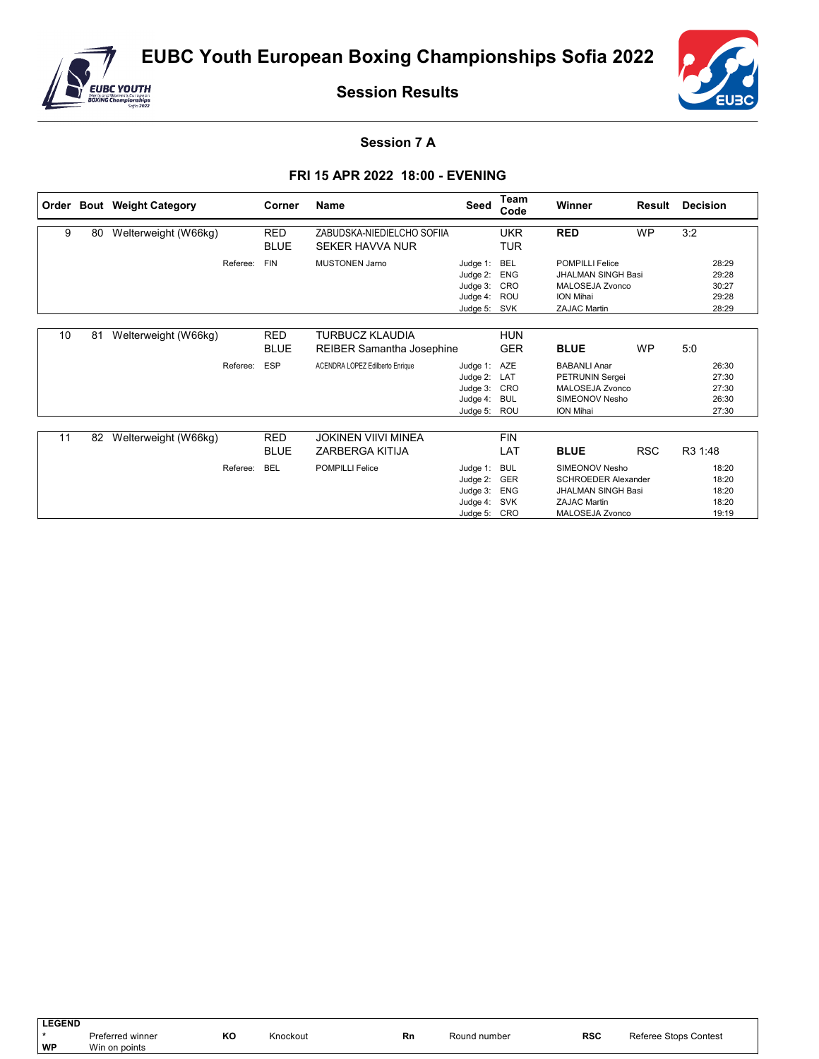# EUBC Youth European Boxing Championships Sofia 2022

## Session Results

### Session 7 A

### FRI 15 APR 2022 18:00 - EVENING

| Order | Bout | Weight Category | Corner | Name | Seed | Team Code | Winner | Result | Decision |
|---|---|---|---|---|---|---|---|---|---|
| 9 | 80 | Welterweight (W66kg) | RED | ZABUDSKA-NIEDIELCHO SOFIIA | | UKR | **RED** | WP | 3:2 |
| | | | BLUE | SEKER HAVVA NUR | | TUR | | | |
| | | Referee: | FIN | MUSTONEN Jarno | Judge 1: | BEL | POMPILLI Felice | | 28:29 |
| | | | | | Judge 2: | ENG | JHALMAN SINGH Basi | | 29:28 |
| | | | | | Judge 3: | CRO | MALOSEJA Zvonco | | 30:27 |
| | | | | | Judge 4: | ROU | ION Mihai | | 29:28 |
| | | | | | Judge 5: | SVK | ZAJAC Martin | | 28:29 |
| 10 | 81 | Welterweight (W66kg) | RED | TURBUCZ KLAUDIA | | HUN | | | |
| | | | BLUE | REIBER Samantha Josephine | | GER | **BLUE** | WP | 5:0 |
| | | Referee: | ESP | ACENDRA LOPEZ Edilberto Enrique | Judge 1: | AZE | BABANLI Anar | | 26:30 |
| | | | | | Judge 2: | LAT | PETRUNIN Sergei | | 27:30 |
| | | | | | Judge 3: | CRO | MALOSEJA Zvonco | | 27:30 |
| | | | | | Judge 4: | BUL | SIMEONOV Nesho | | 26:30 |
| | | | | | Judge 5: | ROU | ION Mihai | | 27:30 |
| 11 | 82 | Welterweight (W66kg) | RED | JOKINEN VIIVI MINEA | | FIN | | | |
| | | | BLUE | ZARBERGA KITIJA | | LAT | **BLUE** | RSC | R3 1:48 |
| | | Referee: | BEL | POMPILLI Felice | Judge 1: | BUL | SIMEONOV Nesho | | 18:20 |
| | | | | | Judge 2: | GER | SCHROEDER Alexander | | 18:20 |
| | | | | | Judge 3: | ENG | JHALMAN SINGH Basi | | 18:20 |
| | | | | | Judge 4: | SVK | ZAJAC Martin | | 18:20 |
| | | | | | Judge 5: | CRO | MALOSEJA Zvonco | | 19:19 |

**LEGEND**

| | | | | | | | |
|---|---|---|---|---|---|---|---|
| * | Preferred winner | KO | Knockout | Rn | Round number | RSC | Referee Stops Contest |
| WP | Win on points | | | | | | |